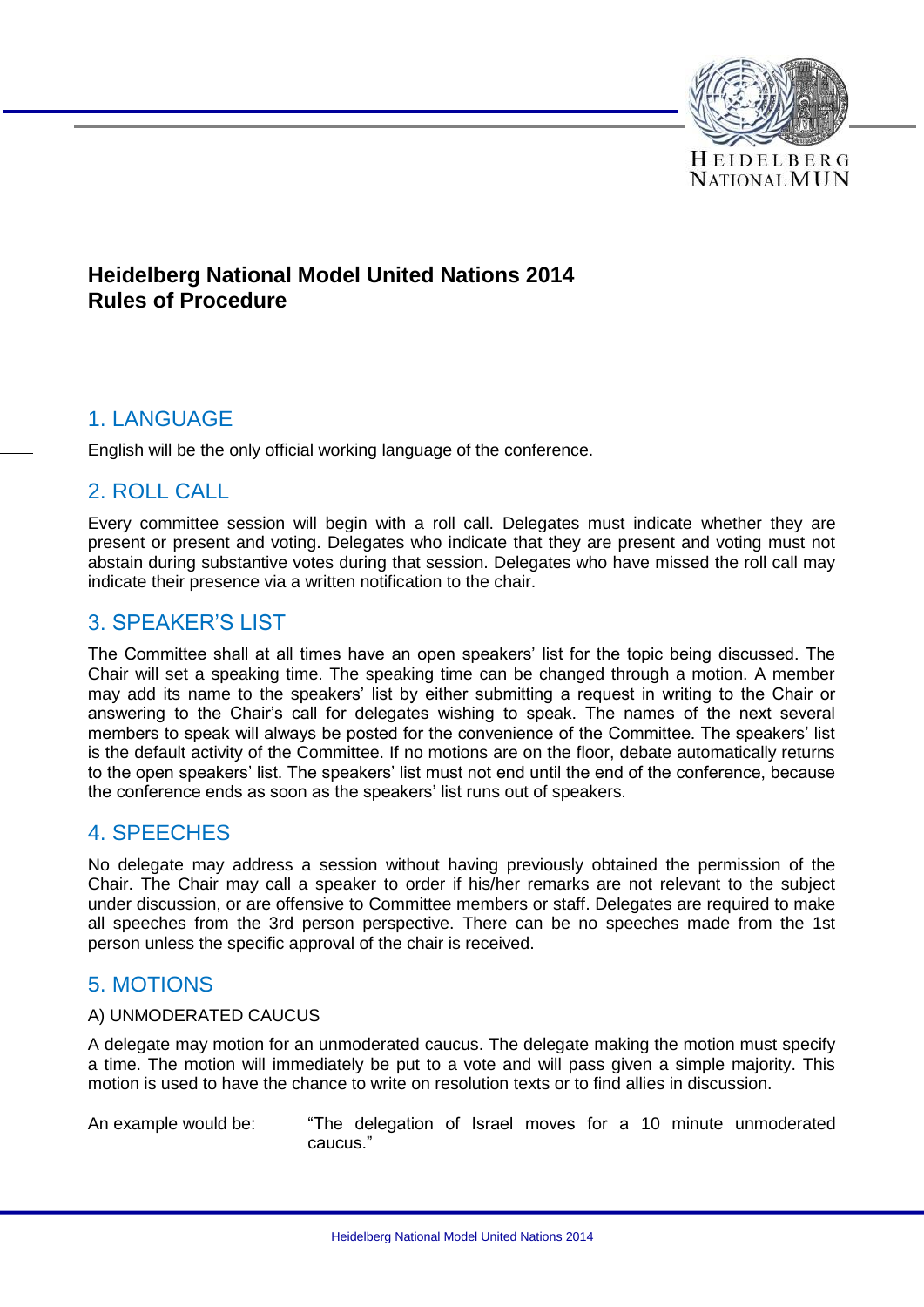# Heidelberg National Model United Nations 2014
# Rules of Procedure

## 1. LANGUAGE

English will be the only official working language of the conference.

## 2. ROLL CALL

Every committee session will begin with a roll call. Delegates must indicate whether they are present or present and voting. Delegates who indicate that they are present and voting must not abstain during substantive votes during that session. Delegates who have missed the roll call may indicate their presence via a written notification to the chair.

## 3. SPEAKER'S LIST

The Committee shall at all times have an open speakers' list for the topic being discussed. The Chair will set a speaking time. The speaking time can be changed through a motion. A member may add its name to the speakers' list by either submitting a request in writing to the Chair or answering to the Chair's call for delegates wishing to speak. The names of the next several members to speak will always be posted for the convenience of the Committee. The speakers' list is the default activity of the Committee. If no motions are on the floor, debate automatically returns to the open speakers' list. The speakers' list must not end until the end of the conference, because the conference ends as soon as the speakers' list runs out of speakers.

## 4. SPEECHES

No delegate may address a session without having previously obtained the permission of the Chair. The Chair may call a speaker to order if his/her remarks are not relevant to the subject under discussion, or are offensive to Committee members or staff. Delegates are required to make all speeches from the 3rd person perspective. There can be no speeches made from the 1st person unless the specific approval of the chair is received.

## 5. MOTIONS

### A) UNMODERATED CAUCUS

A delegate may motion for an unmoderated caucus. The delegate making the motion must specify a time. The motion will immediately be put to a vote and will pass given a simple majority. This motion is used to have the chance to write on resolution texts or to find allies in discussion.

An example would be: "The delegation of Israel moves for a 10 minute unmoderated caucus."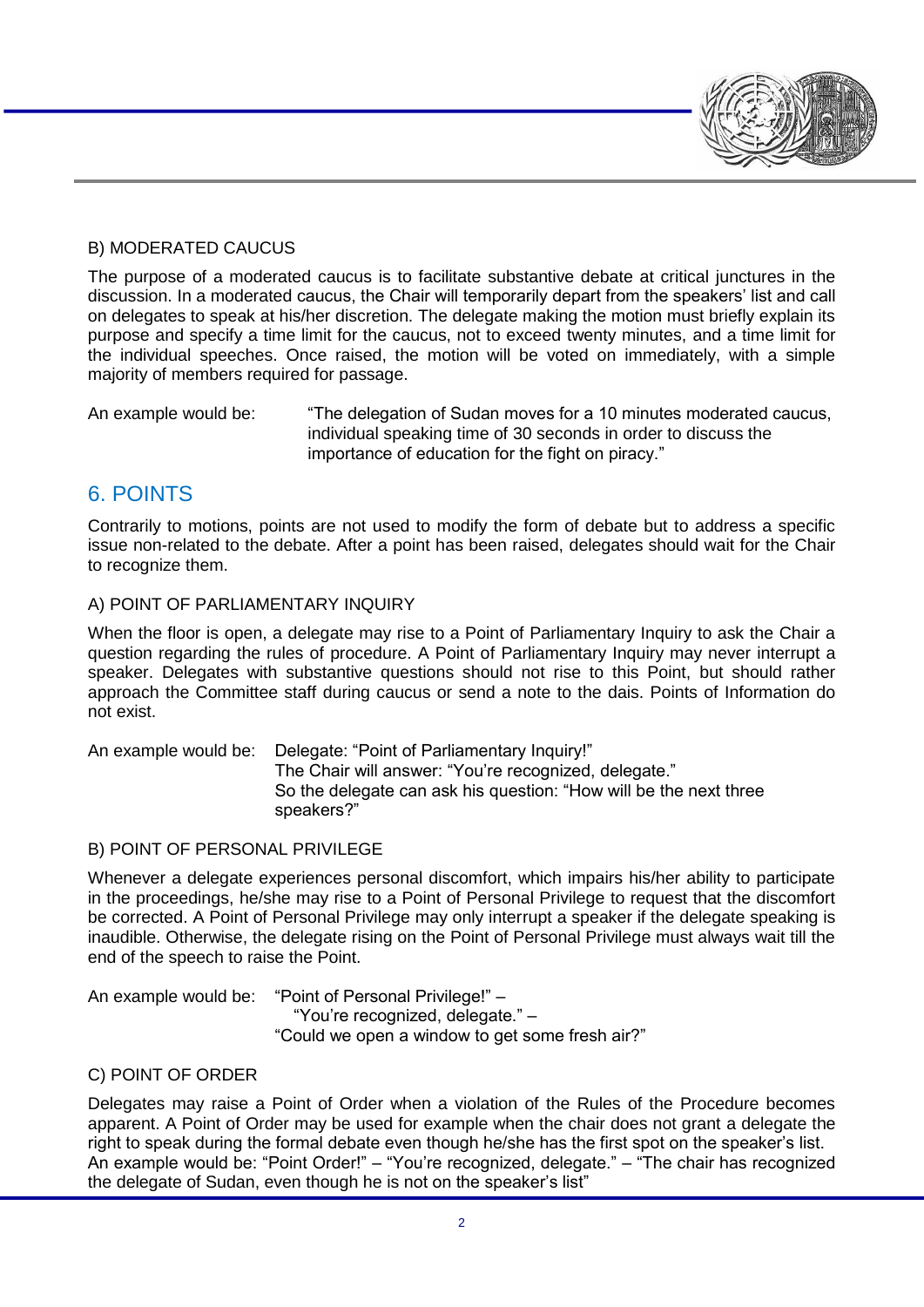B) MODERATED CAUCUS

The purpose of a moderated caucus is to facilitate substantive debate at critical junctures in the discussion. In a moderated caucus, the Chair will temporarily depart from the speakers' list and call on delegates to speak at his/her discretion. The delegate making the motion must briefly explain its purpose and specify a time limit for the caucus, not to exceed twenty minutes, and a time limit for the individual speeches. Once raised, the motion will be voted on immediately, with a simple majority of members required for passage.

An example would be: "The delegation of Sudan moves for a 10 minutes moderated caucus, individual speaking time of 30 seconds in order to discuss the importance of education for the fight on piracy."

## 6. POINTS

Contrarily to motions, points are not used to modify the form of debate but to address a specific issue non-related to the debate. After a point has been raised, delegates should wait for the Chair to recognize them.

A) POINT OF PARLIAMENTARY INQUIRY

When the floor is open, a delegate may rise to a Point of Parliamentary Inquiry to ask the Chair a question regarding the rules of procedure. A Point of Parliamentary Inquiry may never interrupt a speaker. Delegates with substantive questions should not rise to this Point, but should rather approach the Committee staff during caucus or send a note to the dais. Points of Information do not exist.

An example would be: Delegate: "Point of Parliamentary Inquiry!"
The Chair will answer: "You're recognized, delegate."
So the delegate can ask his question: "How will be the next three speakers?"

B) POINT OF PERSONAL PRIVILEGE

Whenever a delegate experiences personal discomfort, which impairs his/her ability to participate in the proceedings, he/she may rise to a Point of Personal Privilege to request that the discomfort be corrected. A Point of Personal Privilege may only interrupt a speaker if the delegate speaking is inaudible. Otherwise, the delegate rising on the Point of Personal Privilege must always wait till the end of the speech to raise the Point.

An example would be: "Point of Personal Privilege!" –
"You're recognized, delegate." –
"Could we open a window to get some fresh air?"

C) POINT OF ORDER

Delegates may raise a Point of Order when a violation of the Rules of the Procedure becomes apparent. A Point of Order may be used for example when the chair does not grant a delegate the right to speak during the formal debate even though he/she has the first spot on the speaker's list.
An example would be: "Point Order!" – "You're recognized, delegate." – "The chair has recognized the delegate of Sudan, even though he is not on the speaker's list"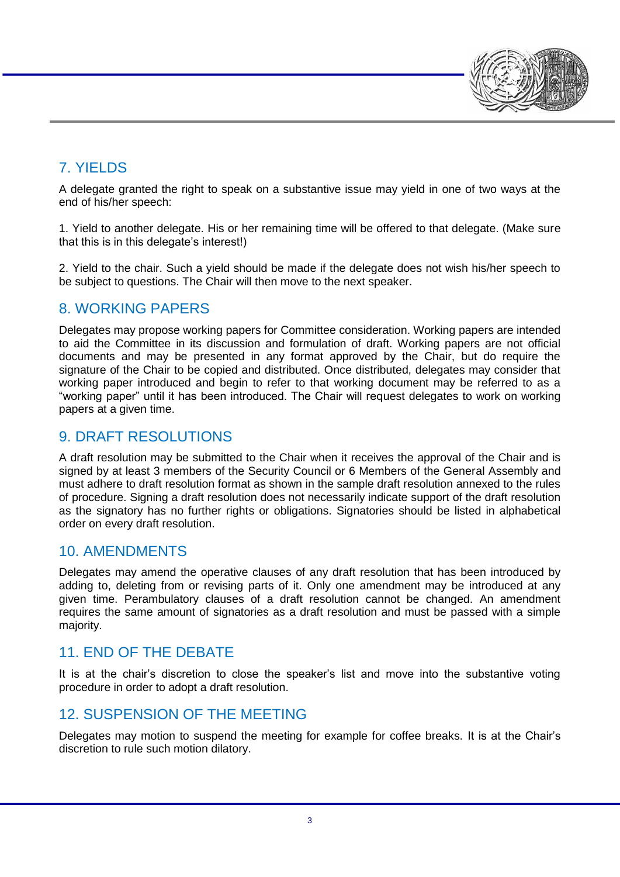## 7. YIELDS

A delegate granted the right to speak on a substantive issue may yield in one of two ways at the end of his/her speech:

1. Yield to another delegate. His or her remaining time will be offered to that delegate. (Make sure that this is in this delegate's interest!)

2. Yield to the chair. Such a yield should be made if the delegate does not wish his/her speech to be subject to questions. The Chair will then move to the next speaker.

## 8. WORKING PAPERS

Delegates may propose working papers for Committee consideration. Working papers are intended to aid the Committee in its discussion and formulation of draft. Working papers are not official documents and may be presented in any format approved by the Chair, but do require the signature of the Chair to be copied and distributed. Once distributed, delegates may consider that working paper introduced and begin to refer to that working document may be referred to as a "working paper" until it has been introduced. The Chair will request delegates to work on working papers at a given time.

## 9. DRAFT RESOLUTIONS

A draft resolution may be submitted to the Chair when it receives the approval of the Chair and is signed by at least 3 members of the Security Council or 6 Members of the General Assembly and must adhere to draft resolution format as shown in the sample draft resolution annexed to the rules of procedure. Signing a draft resolution does not necessarily indicate support of the draft resolution as the signatory has no further rights or obligations. Signatories should be listed in alphabetical order on every draft resolution.

## 10. AMENDMENTS

Delegates may amend the operative clauses of any draft resolution that has been introduced by adding to, deleting from or revising parts of it. Only one amendment may be introduced at any given time. Perambulatory clauses of a draft resolution cannot be changed. An amendment requires the same amount of signatories as a draft resolution and must be passed with a simple majority.

## 11. END OF THE DEBATE

It is at the chair's discretion to close the speaker's list and move into the substantive voting procedure in order to adopt a draft resolution.

## 12. SUSPENSION OF THE MEETING

Delegates may motion to suspend the meeting for example for coffee breaks. It is at the Chair's discretion to rule such motion dilatory.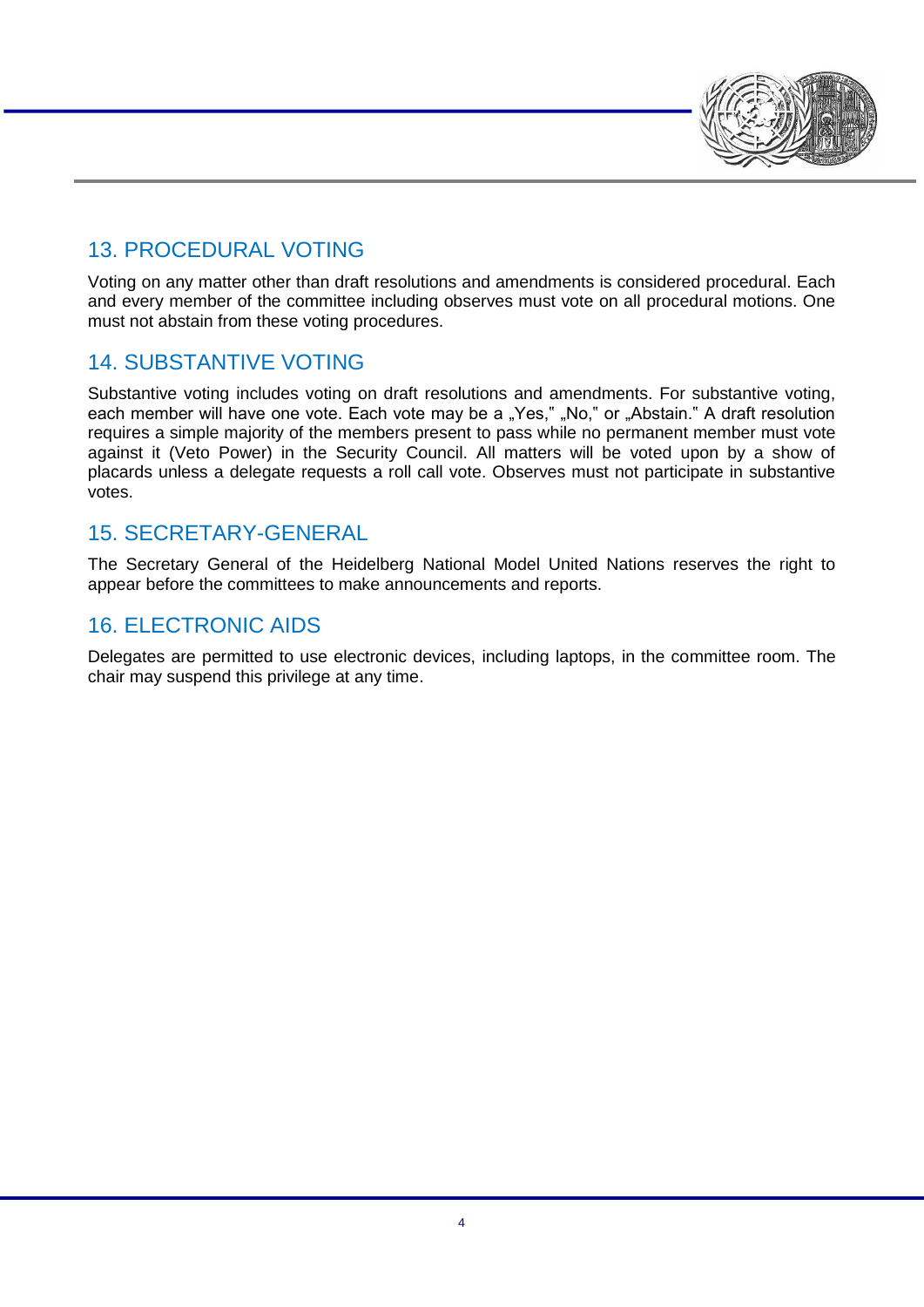## 13. PROCEDURAL VOTING

Voting on any matter other than draft resolutions and amendments is considered procedural. Each and every member of the committee including observes must vote on all procedural motions. One must not abstain from these voting procedures.

## 14. SUBSTANTIVE VOTING

Substantive voting includes voting on draft resolutions and amendments. For substantive voting, each member will have one vote. Each vote may be a „Yes," „No," or „Abstain." A draft resolution requires a simple majority of the members present to pass while no permanent member must vote against it (Veto Power) in the Security Council. All matters will be voted upon by a show of placards unless a delegate requests a roll call vote. Observes must not participate in substantive votes.

## 15. SECRETARY-GENERAL

The Secretary General of the Heidelberg National Model United Nations reserves the right to appear before the committees to make announcements and reports.

## 16. ELECTRONIC AIDS

Delegates are permitted to use electronic devices, including laptops, in the committee room. The chair may suspend this privilege at any time.